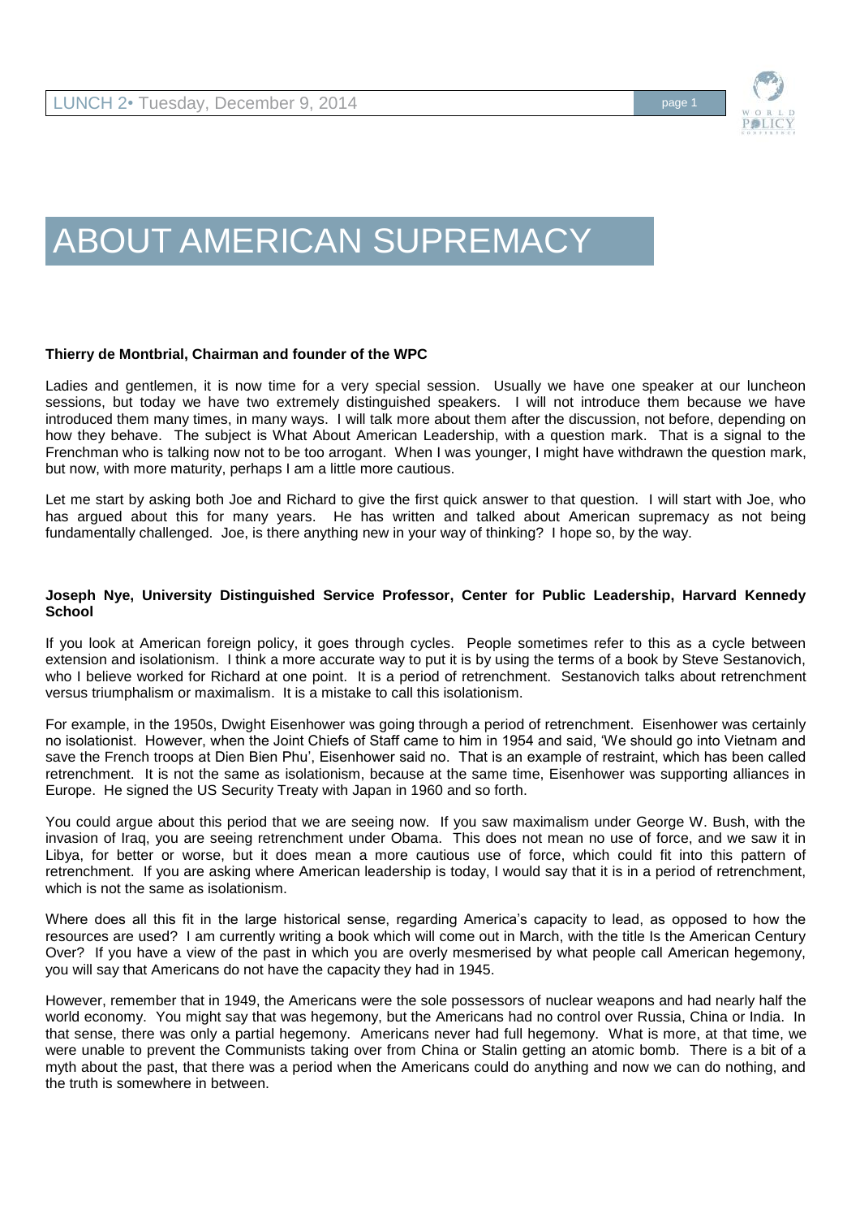# ABOUT AMERICAN SUPREMACY

**Thierry de Montbrial, Chairman and founder of the WPC**

Ladies and gentlemen, it is now time for a very special session. Usually we have one speaker at our luncheon sessions, but today we have two extremely distinguished speakers. I will not introduce them because we have introduced them many times, in many ways. I will talk more about them after the discussion, not before, depending on how they behave. The subject is What About American Leadership, with a question mark. That is a signal to the Frenchman who is talking now not to be too arrogant. When I was younger, I might have withdrawn the question mark, but now, with more maturity, perhaps I am a little more cautious.

Let me start by asking both Joe and Richard to give the first quick answer to that question. I will start with Joe, who has argued about this for many years. He has written and talked about American supremacy as not being fundamentally challenged. Joe, is there anything new in your way of thinking? I hope so, by the way.

**Joseph Nye, University Distinguished Service Professor, Center for Public Leadership, Harvard Kennedy School**

If you look at American foreign policy, it goes through cycles. People sometimes refer to this as a cycle between extension and isolationism. I think a more accurate way to put it is by using the terms of a book by Steve Sestanovich, who I believe worked for Richard at one point. It is a period of retrenchment. Sestanovich talks about retrenchment versus triumphalism or maximalism. It is a mistake to call this isolationism.

For example, in the 1950s, Dwight Eisenhower was going through a period of retrenchment. Eisenhower was certainly no isolationist. However, when the Joint Chiefs of Staff came to him in 1954 and said, 'We should go into Vietnam and save the French troops at Dien Bien Phu', Eisenhower said no. That is an example of restraint, which has been called retrenchment. It is not the same as isolationism, because at the same time, Eisenhower was supporting alliances in Europe. He signed the US Security Treaty with Japan in 1960 and so forth.

You could argue about this period that we are seeing now. If you saw maximalism under George W. Bush, with the invasion of Iraq, you are seeing retrenchment under Obama. This does not mean no use of force, and we saw it in Libya, for better or worse, but it does mean a more cautious use of force, which could fit into this pattern of retrenchment. If you are asking where American leadership is today, I would say that it is in a period of retrenchment, which is not the same as isolationism.

Where does all this fit in the large historical sense, regarding America's capacity to lead, as opposed to how the resources are used? I am currently writing a book which will come out in March, with the title Is the American Century Over? If you have a view of the past in which you are overly mesmerised by what people call American hegemony, you will say that Americans do not have the capacity they had in 1945.

However, remember that in 1949, the Americans were the sole possessors of nuclear weapons and had nearly half the world economy. You might say that was hegemony, but the Americans had no control over Russia, China or India. In that sense, there was only a partial hegemony. Americans never had full hegemony. What is more, at that time, we were unable to prevent the Communists taking over from China or Stalin getting an atomic bomb. There is a bit of a myth about the past, that there was a period when the Americans could do anything and now we can do nothing, and the truth is somewhere in between.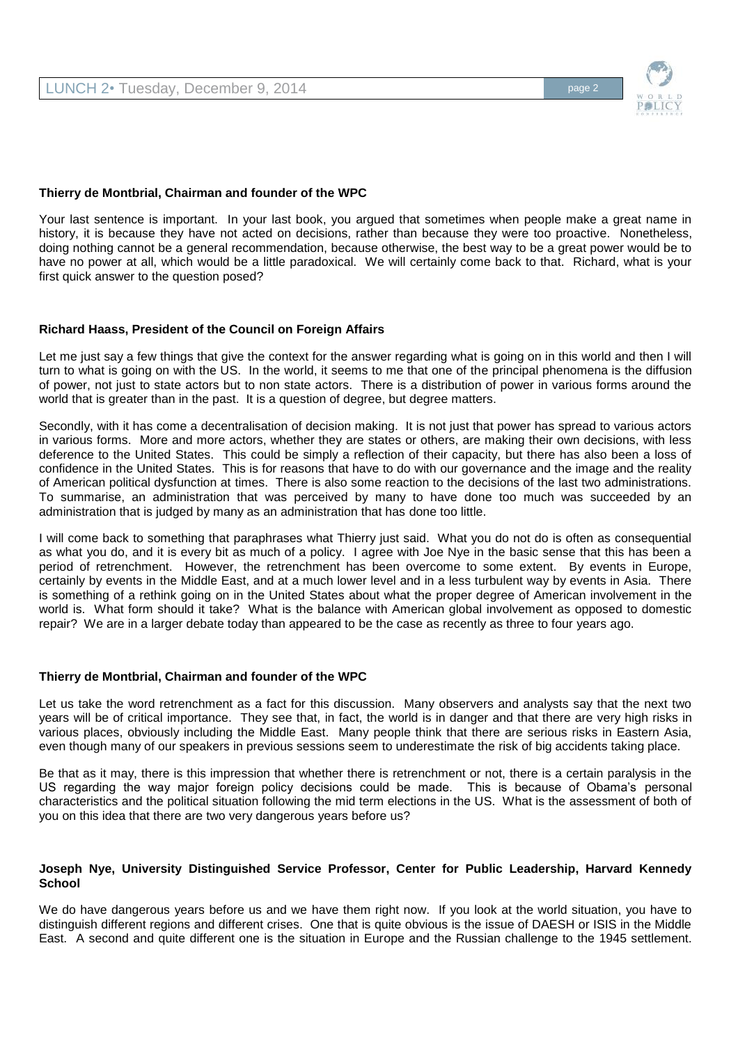**Thierry de Montbrial, Chairman and founder of the WPC**

Your last sentence is important. In your last book, you argued that sometimes when people make a great name in history, it is because they have not acted on decisions, rather than because they were too proactive. Nonetheless, doing nothing cannot be a general recommendation, because otherwise, the best way to be a great power would be to have no power at all, which would be a little paradoxical. We will certainly come back to that. Richard, what is your first quick answer to the question posed?

**Richard Haass, President of the Council on Foreign Affairs**

Let me just say a few things that give the context for the answer regarding what is going on in this world and then I will turn to what is going on with the US. In the world, it seems to me that one of the principal phenomena is the diffusion of power, not just to state actors but to non state actors. There is a distribution of power in various forms around the world that is greater than in the past. It is a question of degree, but degree matters.

Secondly, with it has come a decentralisation of decision making. It is not just that power has spread to various actors in various forms. More and more actors, whether they are states or others, are making their own decisions, with less deference to the United States. This could be simply a reflection of their capacity, but there has also been a loss of confidence in the United States. This is for reasons that have to do with our governance and the image and the reality of American political dysfunction at times. There is also some reaction to the decisions of the last two administrations. To summarise, an administration that was perceived by many to have done too much was succeeded by an administration that is judged by many as an administration that has done too little.

I will come back to something that paraphrases what Thierry just said. What you do not do is often as consequential as what you do, and it is every bit as much of a policy. I agree with Joe Nye in the basic sense that this has been a period of retrenchment. However, the retrenchment has been overcome to some extent. By events in Europe, certainly by events in the Middle East, and at a much lower level and in a less turbulent way by events in Asia. There is something of a rethink going on in the United States about what the proper degree of American involvement in the world is. What form should it take? What is the balance with American global involvement as opposed to domestic repair? We are in a larger debate today than appeared to be the case as recently as three to four years ago.

**Thierry de Montbrial, Chairman and founder of the WPC**

Let us take the word retrenchment as a fact for this discussion. Many observers and analysts say that the next two years will be of critical importance. They see that, in fact, the world is in danger and that there are very high risks in various places, obviously including the Middle East. Many people think that there are serious risks in Eastern Asia, even though many of our speakers in previous sessions seem to underestimate the risk of big accidents taking place.

Be that as it may, there is this impression that whether there is retrenchment or not, there is a certain paralysis in the US regarding the way major foreign policy decisions could be made. This is because of Obama's personal characteristics and the political situation following the mid term elections in the US. What is the assessment of both of you on this idea that there are two very dangerous years before us?

**Joseph Nye, University Distinguished Service Professor, Center for Public Leadership, Harvard Kennedy School**

We do have dangerous years before us and we have them right now. If you look at the world situation, you have to distinguish different regions and different crises. One that is quite obvious is the issue of DAESH or ISIS in the Middle East. A second and quite different one is the situation in Europe and the Russian challenge to the 1945 settlement.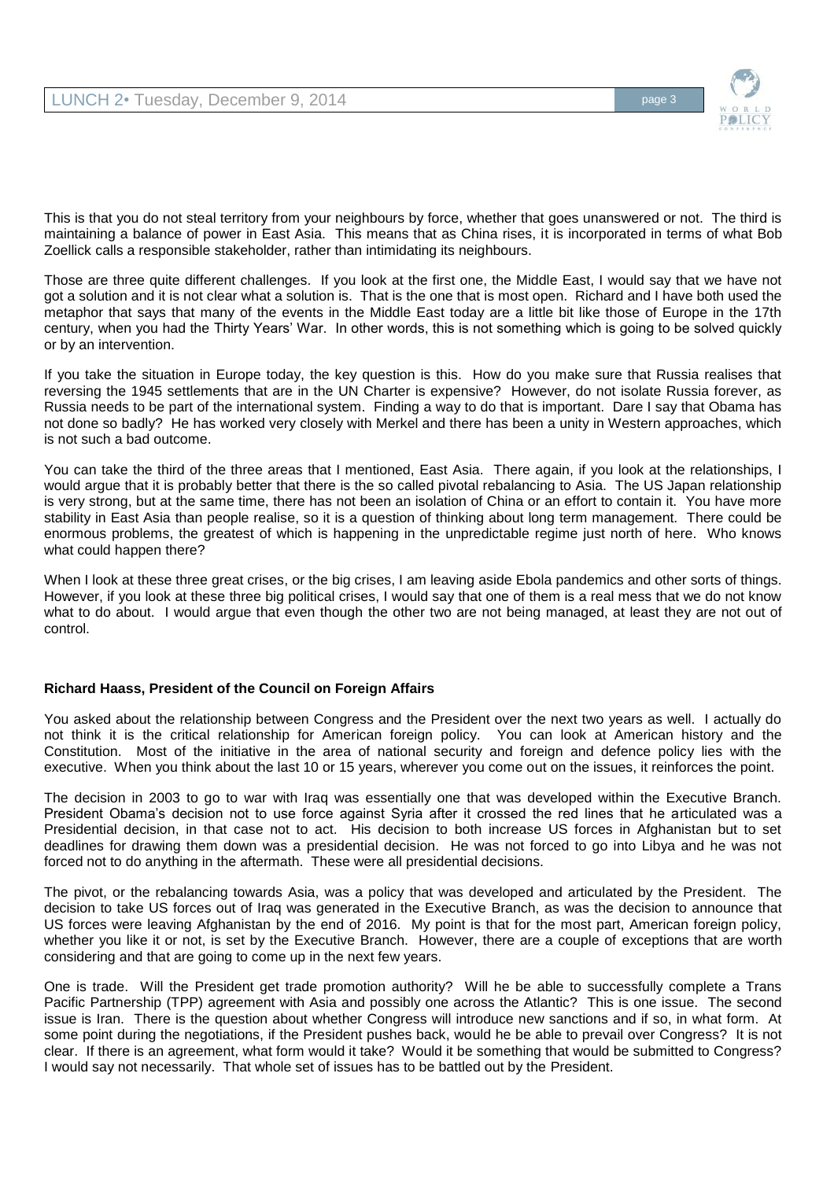This is that you do not steal territory from your neighbours by force, whether that goes unanswered or not. The third is maintaining a balance of power in East Asia. This means that as China rises, it is incorporated in terms of what Bob Zoellick calls a responsible stakeholder, rather than intimidating its neighbours.

Those are three quite different challenges. If you look at the first one, the Middle East, I would say that we have not got a solution and it is not clear what a solution is. That is the one that is most open. Richard and I have both used the metaphor that says that many of the events in the Middle East today are a little bit like those of Europe in the 17th century, when you had the Thirty Years' War. In other words, this is not something which is going to be solved quickly or by an intervention.

If you take the situation in Europe today, the key question is this. How do you make sure that Russia realises that reversing the 1945 settlements that are in the UN Charter is expensive? However, do not isolate Russia forever, as Russia needs to be part of the international system. Finding a way to do that is important. Dare I say that Obama has not done so badly? He has worked very closely with Merkel and there has been a unity in Western approaches, which is not such a bad outcome.

You can take the third of the three areas that I mentioned, East Asia. There again, if you look at the relationships, I would argue that it is probably better that there is the so called pivotal rebalancing to Asia. The US Japan relationship is very strong, but at the same time, there has not been an isolation of China or an effort to contain it. You have more stability in East Asia than people realise, so it is a question of thinking about long term management. There could be enormous problems, the greatest of which is happening in the unpredictable regime just north of here. Who knows what could happen there?

When I look at these three great crises, or the big crises, I am leaving aside Ebola pandemics and other sorts of things. However, if you look at these three big political crises, I would say that one of them is a real mess that we do not know what to do about. I would argue that even though the other two are not being managed, at least they are not out of control.

**Richard Haass, President of the Council on Foreign Affairs**

You asked about the relationship between Congress and the President over the next two years as well. I actually do not think it is the critical relationship for American foreign policy. You can look at American history and the Constitution. Most of the initiative in the area of national security and foreign and defence policy lies with the executive. When you think about the last 10 or 15 years, wherever you come out on the issues, it reinforces the point.

The decision in 2003 to go to war with Iraq was essentially one that was developed within the Executive Branch. President Obama's decision not to use force against Syria after it crossed the red lines that he articulated was a Presidential decision, in that case not to act. His decision to both increase US forces in Afghanistan but to set deadlines for drawing them down was a presidential decision. He was not forced to go into Libya and he was not forced not to do anything in the aftermath. These were all presidential decisions.

The pivot, or the rebalancing towards Asia, was a policy that was developed and articulated by the President. The decision to take US forces out of Iraq was generated in the Executive Branch, as was the decision to announce that US forces were leaving Afghanistan by the end of 2016. My point is that for the most part, American foreign policy, whether you like it or not, is set by the Executive Branch. However, there are a couple of exceptions that are worth considering and that are going to come up in the next few years.

One is trade. Will the President get trade promotion authority? Will he be able to successfully complete a Trans Pacific Partnership (TPP) agreement with Asia and possibly one across the Atlantic? This is one issue. The second issue is Iran. There is the question about whether Congress will introduce new sanctions and if so, in what form. At some point during the negotiations, if the President pushes back, would he be able to prevail over Congress? It is not clear. If there is an agreement, what form would it take? Would it be something that would be submitted to Congress? I would say not necessarily. That whole set of issues has to be battled out by the President.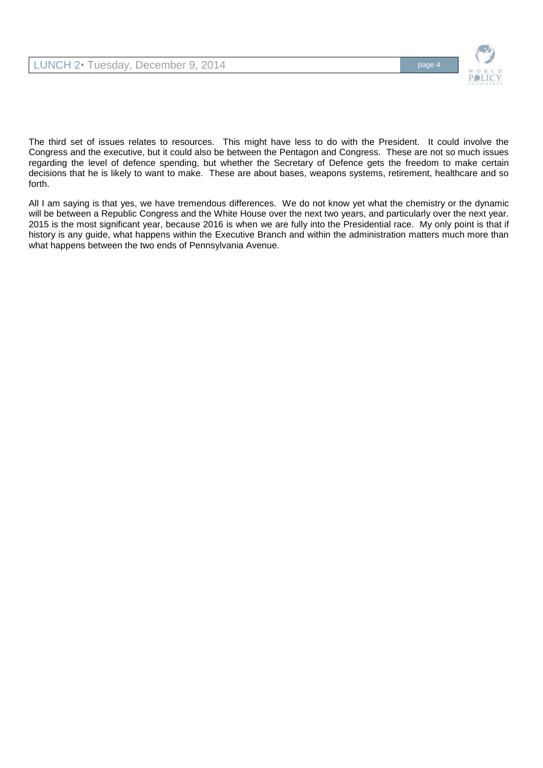The third set of issues relates to resources. This might have less to do with the President. It could involve the Congress and the executive, but it could also be between the Pentagon and Congress. These are not so much issues regarding the level of defence spending, but whether the Secretary of Defence gets the freedom to make certain decisions that he is likely to want to make. These are about bases, weapons systems, retirement, healthcare and so forth.

All I am saying is that yes, we have tremendous differences. We do not know yet what the chemistry or the dynamic will be between a Republic Congress and the White House over the next two years, and particularly over the next year. 2015 is the most significant year, because 2016 is when we are fully into the Presidential race. My only point is that if history is any guide, what happens within the Executive Branch and within the administration matters much more than what happens between the two ends of Pennsylvania Avenue.